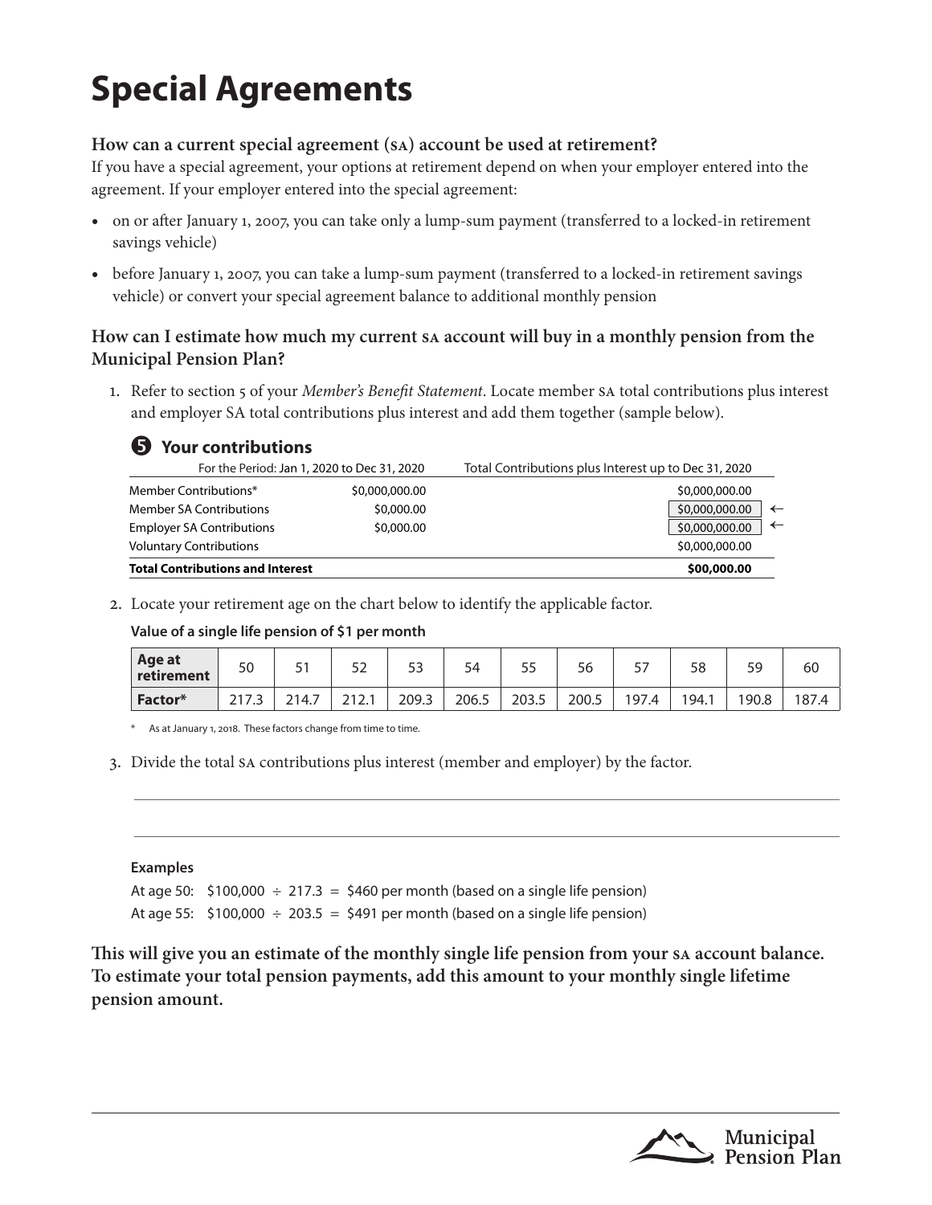# Special Agreements

### How can a current special agreement (SA) account be used at retirement?

If you have a special agreement, your options at retirement depend on when your employer entered into the agreement. If your employer entered into the special agreement:

- on or after January 1, 2007, you can take only a lump-sum payment (transferred to a locked-in retirement savings vehicle)
- before January 1, 2007, you can take a lump-sum payment (transferred to a locked-in retirement savings vehicle) or convert your special agreement balance to additional monthly pension

### How can I estimate how much my current SA account will buy in a monthly pension from the Municipal Pension Plan?

1. Refer to section 5 of your *Member's Benefit Statement*. Locate member SA total contributions plus interest and employer SA total contributions plus interest and add them together (sample below).

**❺ Your contributions**

| | For the Period: Jan 1, 2020 to Dec 31, 2020 | Total Contributions plus Interest up to Dec 31, 2020 |
|---|---|---|
| Member Contributions* | $0,000,000.00 | $0,000,000.00 |
| Member SA Contributions | $0,000.00 | $0,000,000.00 ← |
| Employer SA Contributions | $0,000.00 | $0,000,000.00 ← |
| Voluntary Contributions | | $0,000,000.00 |
| **Total Contributions and Interest** | | **$00,000.00** |

2. Locate your retirement age on the chart below to identify the applicable factor.

**Value of a single life pension of $1 per month**

| Age at retirement | 50 | 51 | 52 | 53 | 54 | 55 | 56 | 57 | 58 | 59 | 60 |
|---|---|---|---|---|---|---|---|---|---|---|---|
| Factor* | 217.3 | 214.7 | 212.1 | 209.3 | 206.5 | 203.5 | 200.5 | 197.4 | 194.1 | 190.8 | 187.4 |

\* As at January 1, 2018. These factors change from time to time.

3. Divide the total SA contributions plus interest (member and employer) by the factor.

**Examples**

At age 50: $100,000 ÷ 217.3 = $460 per month (based on a single life pension)

At age 55: $100,000 ÷ 203.5 = $491 per month (based on a single life pension)

**This will give you an estimate of the monthly single life pension from your SA account balance. To estimate your total pension payments, add this amount to your monthly single lifetime pension amount.**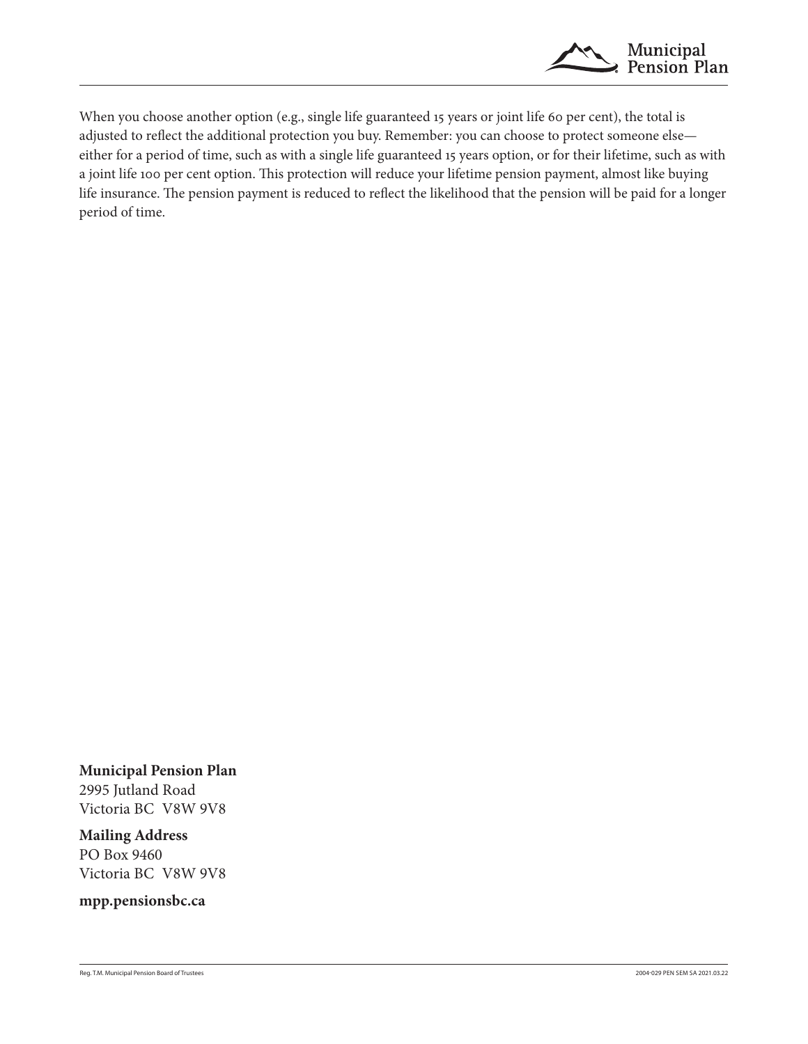When you choose another option (e.g., single life guaranteed 15 years or joint life 60 per cent), the total is adjusted to reflect the additional protection you buy. Remember: you can choose to protect someone else—either for a period of time, such as with a single life guaranteed 15 years option, or for their lifetime, such as with a joint life 100 per cent option. This protection will reduce your lifetime pension payment, almost like buying life insurance. The pension payment is reduced to reflect the likelihood that the pension will be paid for a longer period of time.

**Municipal Pension Plan**
2995 Jutland Road
Victoria BC V8W 9V8

**Mailing Address**
PO Box 9460
Victoria BC V8W 9V8

**mpp.pensionsbc.ca**

Reg. T.M. Municipal Pension Board of Trustees

2004-029 PEN SEM SA 2021.03.22